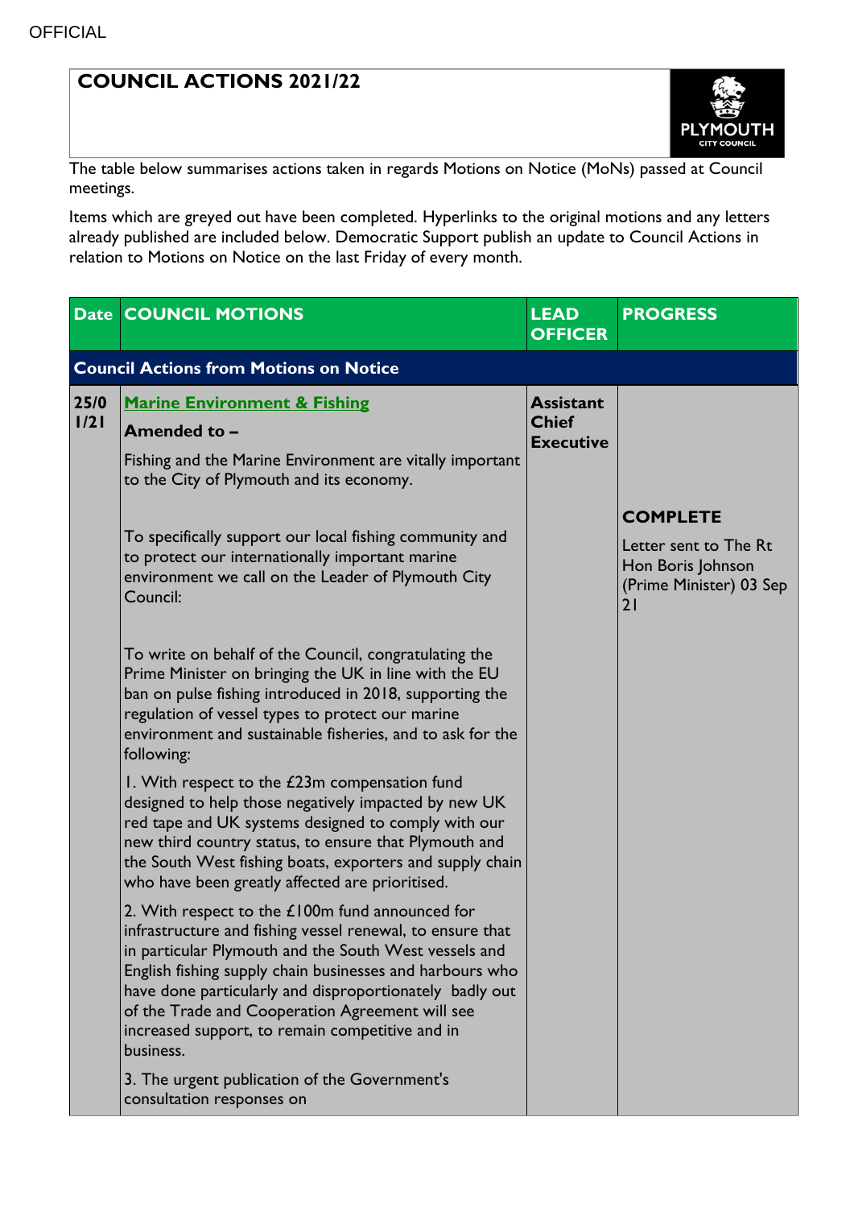OFFICIAL

# COUNCIL ACTIONS 2021/22

The table below summarises actions taken in regards Motions on Notice (MoNs) passed at Council meetings.

Items which are greyed out have been completed. Hyperlinks to the original motions and any letters already published are included below. Democratic Support publish an update to Council Actions in relation to Motions on Notice on the last Friday of every month.

| Date | COUNCIL MOTIONS | LEAD OFFICER | PROGRESS |
|---|---|---|---|
| **Council Actions from Motions on Notice** | | | |
| 25/01/21 | **Marine Environment & Fishing**<br><br>**Amended to –**<br><br>Fishing and the Marine Environment are vitally important to the City of Plymouth and its economy.<br><br>To specifically support our local fishing community and to protect our internationally important marine environment we call on the Leader of Plymouth City Council:<br><br>To write on behalf of the Council, congratulating the Prime Minister on bringing the UK in line with the EU ban on pulse fishing introduced in 2018, supporting the regulation of vessel types to protect our marine environment and sustainable fisheries, and to ask for the following:<br><br>1. With respect to the £23m compensation fund designed to help those negatively impacted by new UK red tape and UK systems designed to comply with our new third country status, to ensure that Plymouth and the South West fishing boats, exporters and supply chain who have been greatly affected are prioritised.<br><br>2. With respect to the £100m fund announced for infrastructure and fishing vessel renewal, to ensure that in particular Plymouth and the South West vessels and English fishing supply chain businesses and harbours who have done particularly and disproportionately badly out of the Trade and Cooperation Agreement will see increased support, to remain competitive and in business.<br><br>3. The urgent publication of the Government's consultation responses on | **Assistant Chief Executive** | **COMPLETE**<br><br>Letter sent to The Rt Hon Boris Johnson (Prime Minister) 03 Sep 21 |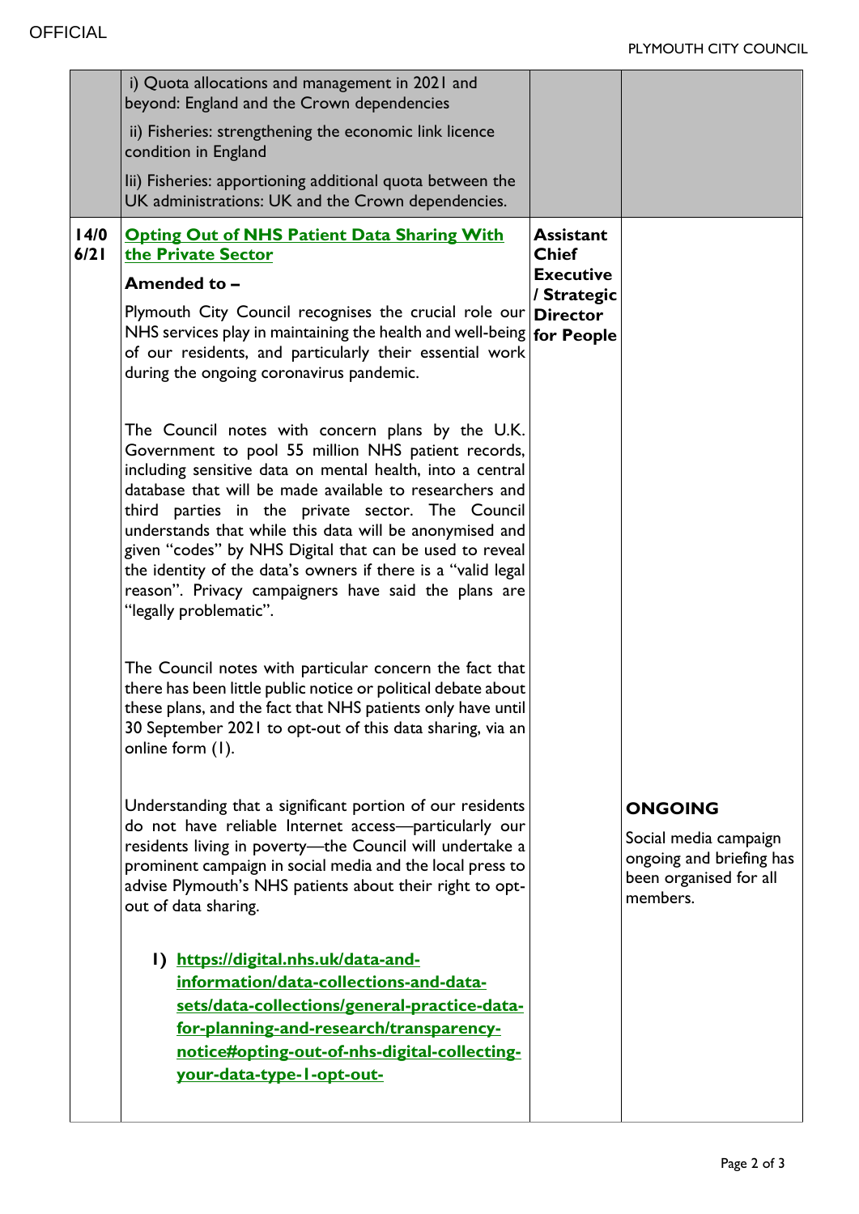| | | | |
|---|---|---|---|
| | i) Quota allocations and management in 2021 and beyond: England and the Crown dependencies<br><br>ii) Fisheries: strengthening the economic link licence condition in England<br><br>Iii) Fisheries: apportioning additional quota between the UK administrations: UK and the Crown dependencies. | | |
| **14/06/21** | **Opting Out of NHS Patient Data Sharing With the Private Sector**<br><br>**Amended to –**<br><br>Plymouth City Council recognises the crucial role our NHS services play in maintaining the health and well-being of our residents, and particularly their essential work during the ongoing coronavirus pandemic.<br><br>The Council notes with concern plans by the U.K. Government to pool 55 million NHS patient records, including sensitive data on mental health, into a central database that will be made available to researchers and third parties in the private sector. The Council understands that while this data will be anonymised and given "codes" by NHS Digital that can be used to reveal the identity of the data's owners if there is a "valid legal reason". Privacy campaigners have said the plans are "legally problematic".<br><br>The Council notes with particular concern the fact that there has been little public notice or political debate about these plans, and the fact that NHS patients only have until 30 September 2021 to opt-out of this data sharing, via an online form (1).<br><br>Understanding that a significant portion of our residents do not have reliable Internet access—particularly our residents living in poverty—the Council will undertake a prominent campaign in social media and the local press to advise Plymouth's NHS patients about their right to opt-out of data sharing.<br><br>1) https://digital.nhs.uk/data-and-information/data-collections-and-data-sets/data-collections/general-practice-data-for-planning-and-research/transparency-notice#opting-out-of-nhs-digital-collecting-your-data-type-1-opt-out- | **Assistant Chief Executive / Strategic Director for People** | **ONGOING**<br><br>Social media campaign ongoing and briefing has been organised for all members. |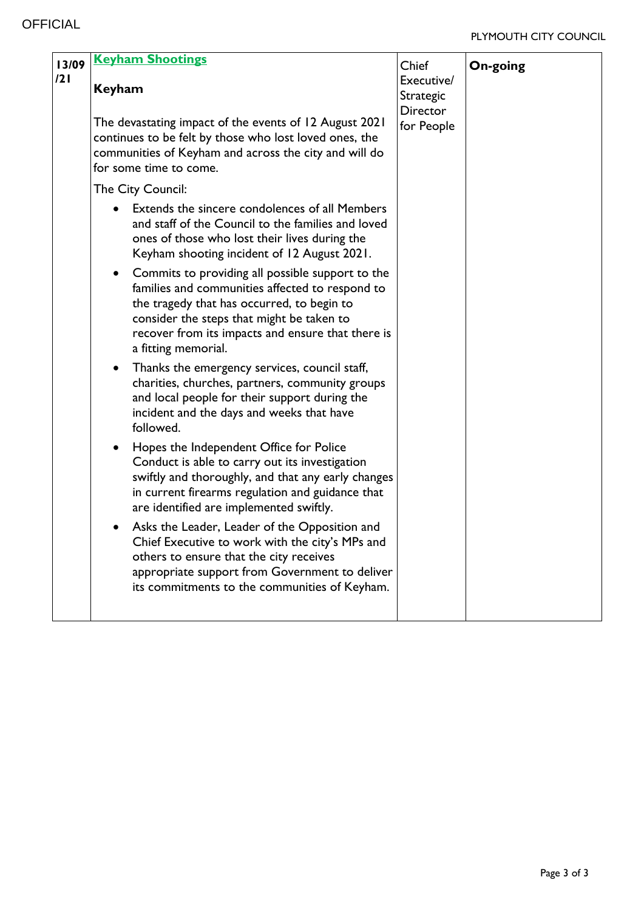| | | | |
|---|---|---|---|
| 13/09/21 | **Keyham Shootings**<br><br>**Keyham**<br><br>The devastating impact of the events of 12 August 2021 continues to be felt by those who lost loved ones, the communities of Keyham and across the city and will do for some time to come.<br><br>The City Council:<br><br>• Extends the sincere condolences of all Members and staff of the Council to the families and loved ones of those who lost their lives during the Keyham shooting incident of 12 August 2021.<br>• Commits to providing all possible support to the families and communities affected to respond to the tragedy that has occurred, to begin to consider the steps that might be taken to recover from its impacts and ensure that there is a fitting memorial.<br>• Thanks the emergency services, council staff, charities, churches, partners, community groups and local people for their support during the incident and the days and weeks that have followed.<br>• Hopes the Independent Office for Police Conduct is able to carry out its investigation swiftly and thoroughly, and that any early changes in current firearms regulation and guidance that are identified are implemented swiftly.<br>• Asks the Leader, Leader of the Opposition and Chief Executive to work with the city's MPs and others to ensure that the city receives appropriate support from Government to deliver its commitments to the communities of Keyham. | Chief Executive/ Strategic Director for People | **On-going** |